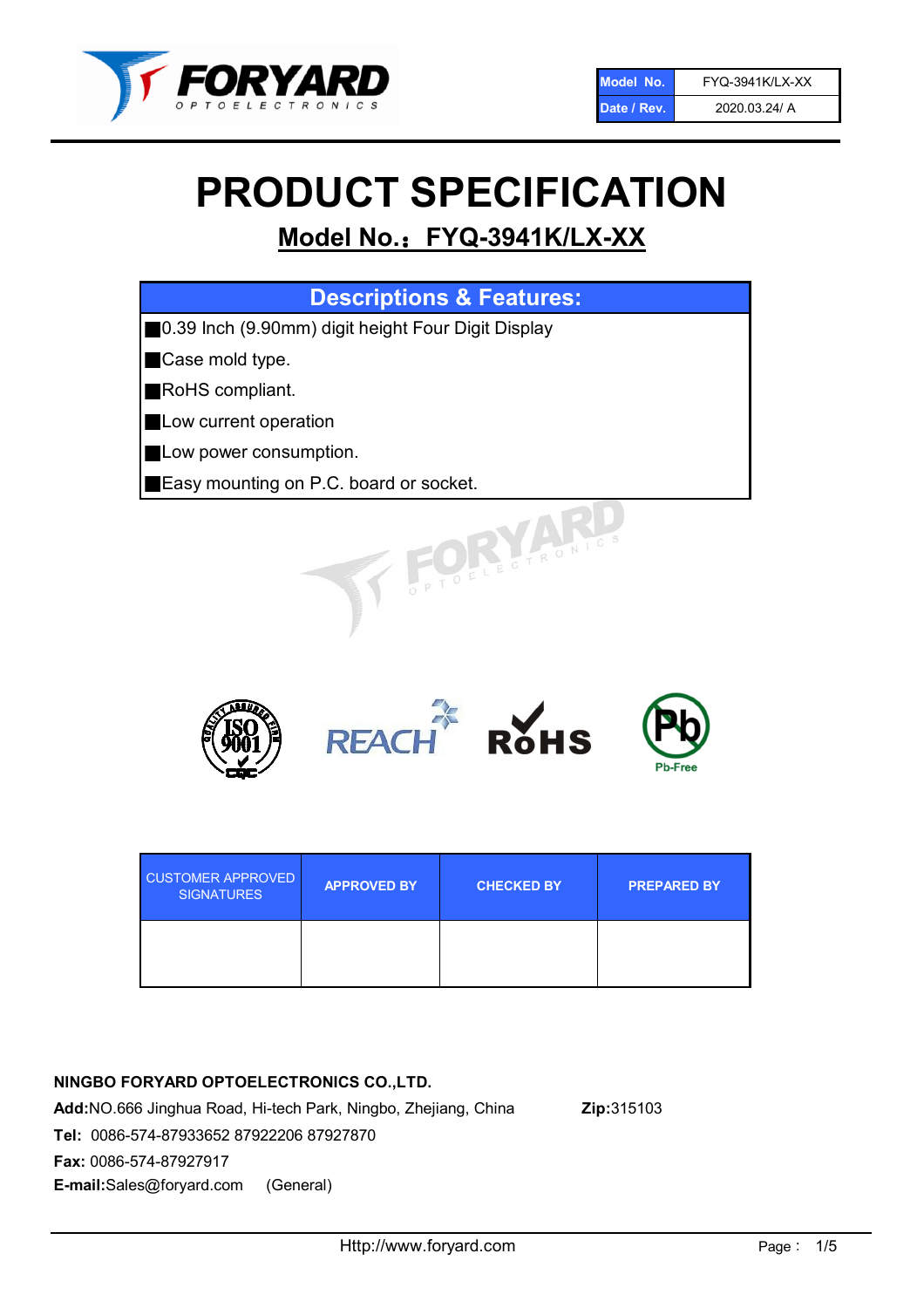| Model No. | FYQ-3941K/LX-XX |
| --- | --- |
| Date / Rev. | 2020.03.24/ A |

# PRODUCT SPECIFICATION

## Model No.：FYQ-3941K/LX-XX

## Descriptions & Features:

- 0.39 Inch (9.90mm) digit height Four Digit Display
- Case mold type.
- RoHS compliant.
- Low current operation
- Low power consumption.
- Easy mounting on P.C. board or socket.

| CUSTOMER APPROVED SIGNATURES | APPROVED BY | CHECKED BY | PREPARED BY |
| --- | --- | --- | --- |
| | | | |

**NINGBO FORYARD OPTOELECTRONICS CO.,LTD.**

**Add:**NO.666 Jinghua Road, Hi-tech Park, Ningbo, Zhejiang, China **Zip:**315103

**Tel:** 0086-574-87933652 87922206 87927870

**Fax:** 0086-574-87927917

**E-mail:**Sales@foryard.com (General)

Http://www.foryard.com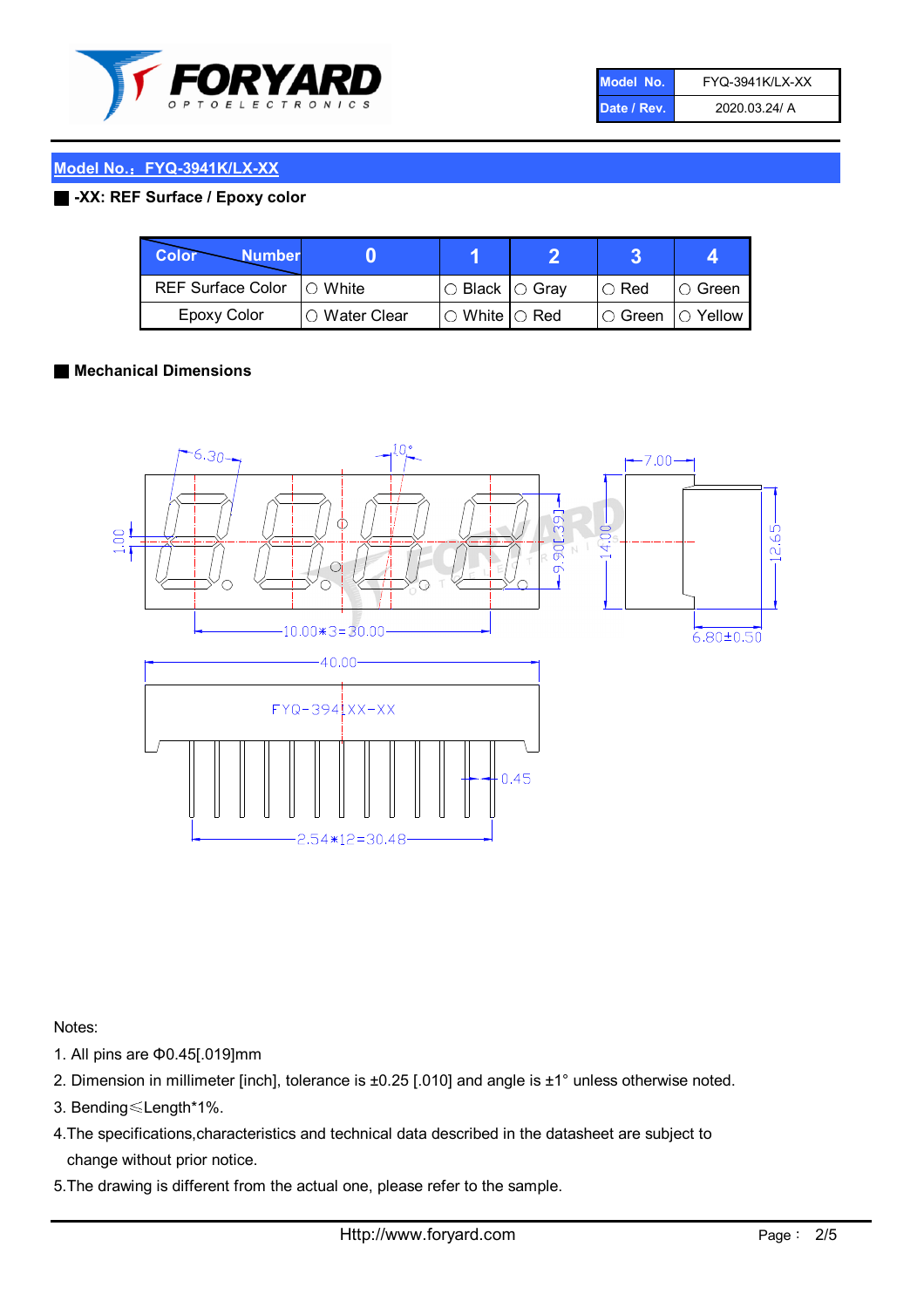| Model No. | FYQ-3941K/LX-XX |
|---|---|
| Date / Rev. | 2020.03.24/ A |

## Model No.：FYQ-3941K/LX-XX

**-XX: REF Surface / Epoxy color**

| Color \ Number | 0 | 1 | 2 | 3 | 4 |
|---|---|---|---|---|---|
| REF Surface Color | ○ White | ○ Black | ○ Gray | ○ Red | ○ Green |
| Epoxy Color | ○ Water Clear | ○ White | ○ Red | ○ Green | ○ Yellow |

**Mechanical Dimensions**

6.30
10°
7.00
1.00
9.90[.39]
14.00
12.65
10.00*3=30.00
6.80±0.50
40.00
FYQ-3941XX-XX
0.45
2.54*12=30.48

Notes:

1. All pins are Φ0.45[.019]mm
2. Dimension in millimeter [inch], tolerance is ±0.25 [.010] and angle is ±1° unless otherwise noted.
3. Bending≤Length*1%.
4. The specifications,characteristics and technical data described in the datasheet are subject to change without prior notice.
5. The drawing is different from the actual one, please refer to the sample.

Http://www.foryard.com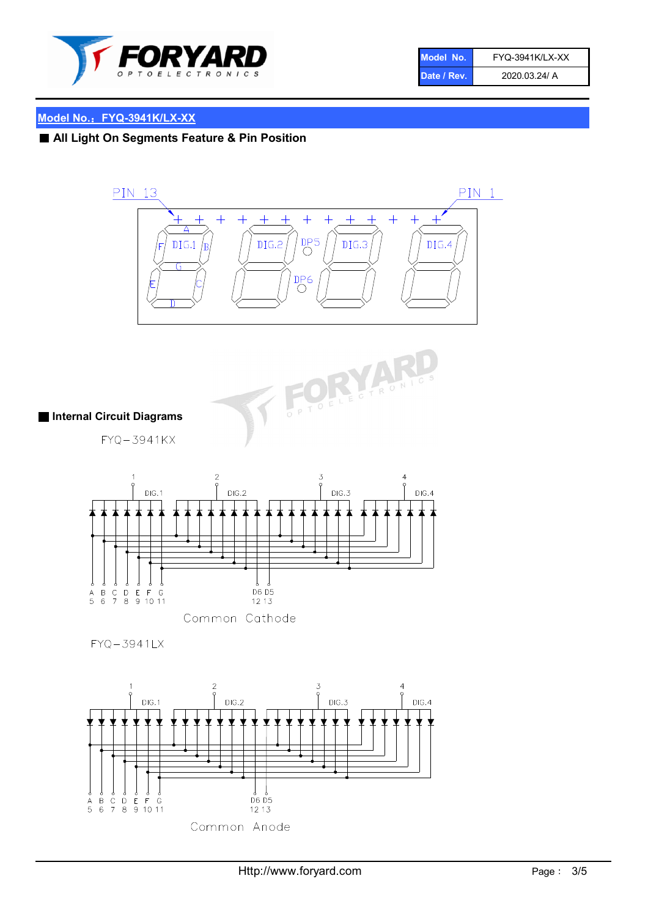| Model No. | FYQ-3941K/LX-XX |
|---|---|
| Date / Rev. | 2020.03.24/ A |

## Model No.：FYQ-3941K/LX-XX

### ■ All Light On Segments Feature & Pin Position

PIN 13

PIN 1

A

F DIG.1 B

DIG.2

DP5

DIG.3

DIG.4

G

E C

DP6

D

### ■ Internal Circuit Diagrams

FYQ-3941KX

1 2 3 4

DIG.1 DIG.2 DIG.3 DIG.4

A B C D E F G D6 D5

5 6 7 8 9 10 11 12 13

Common Cathode

FYQ-3941LX

1 2 3 4

DIG.1 DIG.2 DIG.3 DIG.4

A B C D E F G D6 D5

5 6 7 8 9 10 11 12 13

Common Anode

Http://www.foryard.com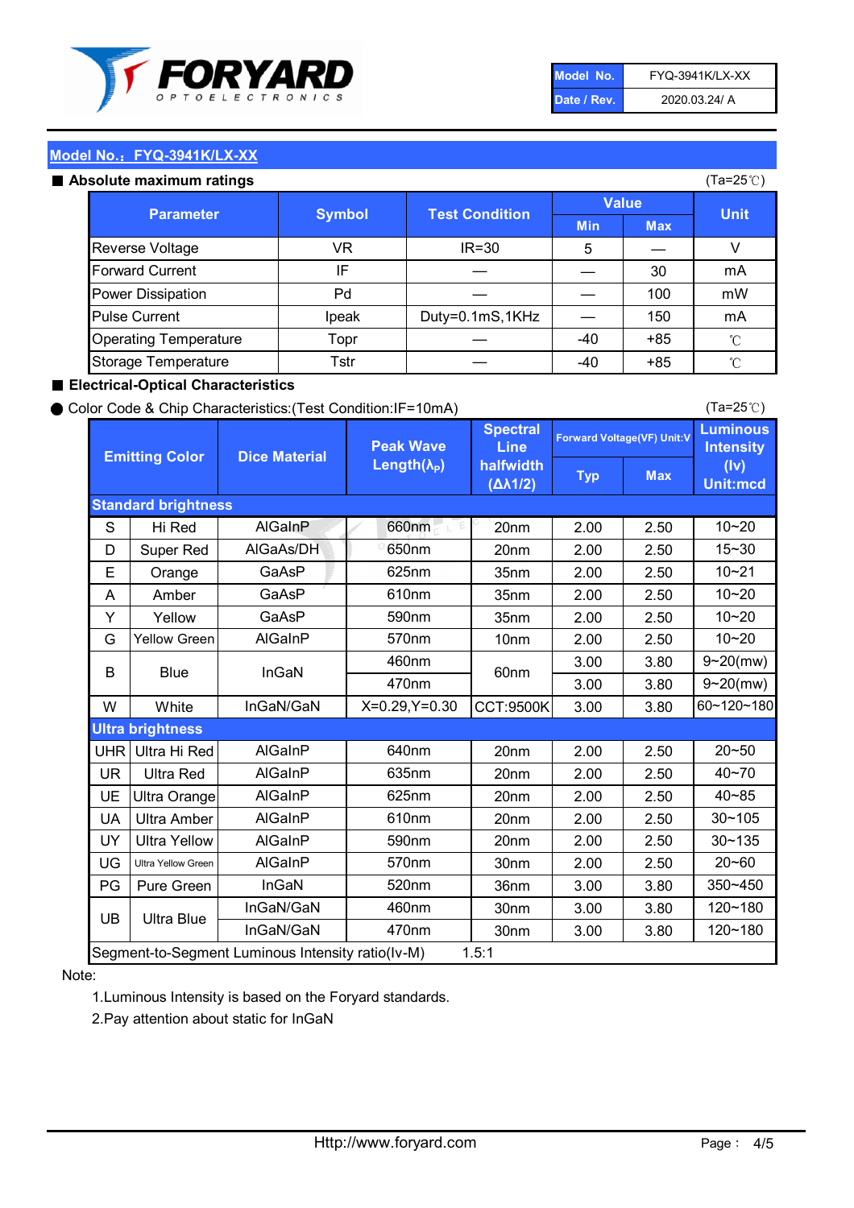| Model No. | FYQ-3941K/LX-XX |
|---|---|
| Date / Rev. | 2020.03.24/ A |

## Model No.：FYQ-3941K/LX-XX

■ **Absolute maximum ratings** (Ta=25℃)

| Parameter | Symbol | Test Condition | Value | | Unit |
|---|---|---|---|---|---|
| | | | Min | Max | |
| Reverse Voltage | VR | IR=30 | 5 | — | V |
| Forward Current | IF | — | — | 30 | mA |
| Power Dissipation | Pd | — | — | 100 | mW |
| Pulse Current | Ipeak | Duty=0.1mS,1KHz | — | 150 | mA |
| Operating Temperature | Topr | — | -40 | +85 | ℃ |
| Storage Temperature | Tstr | — | -40 | +85 | ℃ |

■ **Electrical-Optical Characteristics**

● Color Code & Chip Characteristics:(Test Condition:IF=10mA) (Ta=25℃)

| Emitting Color | | Dice Material | Peak Wave Length($\lambda_P$) | Spectral Line halfwidth ($\Delta\lambda 1/2$) | Forward Voltage(VF) Unit:V | | Luminous Intensity (Iv) Unit:mcd |
|---|---|---|---|---|---|---|---|
| | | | | | Typ | Max | |
| **Standard brightness** | | | | | | | |
| S | Hi Red | AlGaInP | 660nm | 20nm | 2.00 | 2.50 | 10~20 |
| D | Super Red | AlGaAs/DH | 650nm | 20nm | 2.00 | 2.50 | 15~30 |
| E | Orange | GaAsP | 625nm | 35nm | 2.00 | 2.50 | 10~21 |
| A | Amber | GaAsP | 610nm | 35nm | 2.00 | 2.50 | 10~20 |
| Y | Yellow | GaAsP | 590nm | 35nm | 2.00 | 2.50 | 10~20 |
| G | Yellow Green | AlGaInP | 570nm | 10nm | 2.00 | 2.50 | 10~20 |
| B | Blue | InGaN | 460nm | 60nm | 3.00 | 3.80 | 9~20(mw) |
| | | | 470nm | | 3.00 | 3.80 | 9~20(mw) |
| W | White | InGaN/GaN | X=0.29,Y=0.30 | CCT:9500K | 3.00 | 3.80 | 60~120~180 |
| **Ultra brightness** | | | | | | | |
| UHR | Ultra Hi Red | AlGaInP | 640nm | 20nm | 2.00 | 2.50 | 20~50 |
| UR | Ultra Red | AlGaInP | 635nm | 20nm | 2.00 | 2.50 | 40~70 |
| UE | Ultra Orange | AlGaInP | 625nm | 20nm | 2.00 | 2.50 | 40~85 |
| UA | Ultra Amber | AlGaInP | 610nm | 20nm | 2.00 | 2.50 | 30~105 |
| UY | Ultra Yellow | AlGaInP | 590nm | 20nm | 2.00 | 2.50 | 30~135 |
| UG | Ultra Yellow Green | AlGaInP | 570nm | 30nm | 2.00 | 2.50 | 20~60 |
| PG | Pure Green | InGaN | 520nm | 36nm | 3.00 | 3.80 | 350~450 |
| UB | Ultra Blue | InGaN/GaN | 460nm | 30nm | 3.00 | 3.80 | 120~180 |
| | | InGaN/GaN | 470nm | 30nm | 3.00 | 3.80 | 120~180 |
| Segment-to-Segment Luminous Intensity ratio(Iv-M) | | | 1.5:1 | | | | |

Note:

1.Luminous Intensity is based on the Foryard standards.

2.Pay attention about static for InGaN

Http://www.foryard.com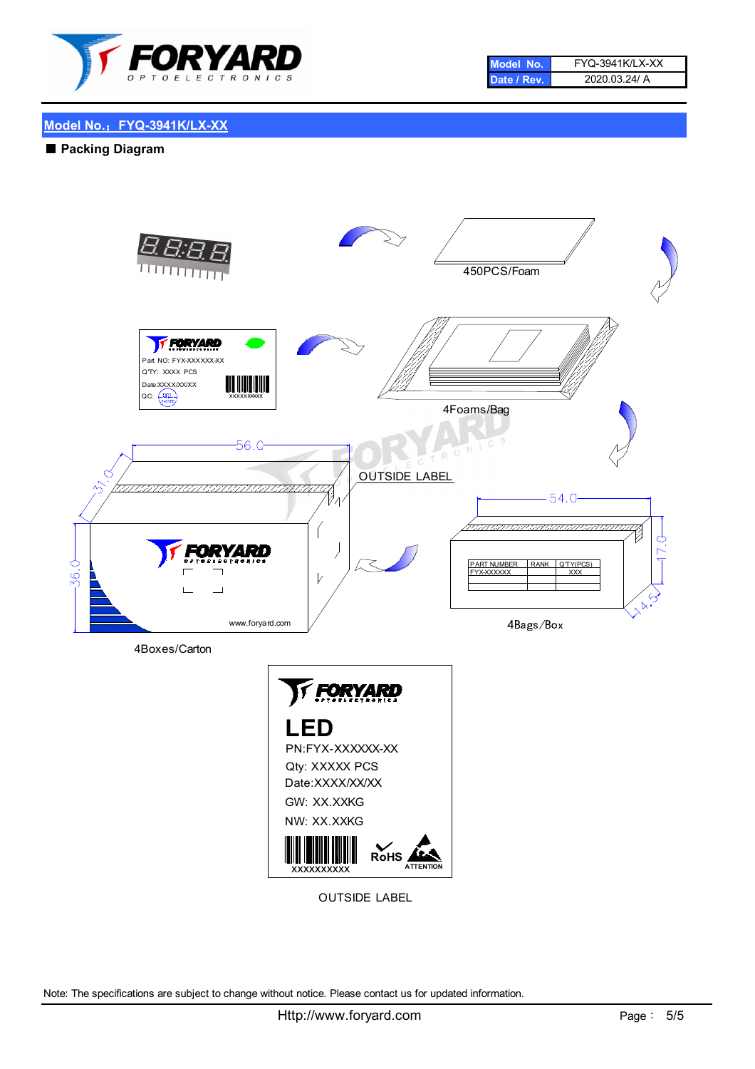| Model No. | FYQ-3941K/LX-XX |
| --- | --- |
| Date / Rev. | 2020.03.24/ A |

## Model No.：FYQ-3941K/LX-XX

■ **Packing Diagram**

450PCS/Foam

Part NO: FYX-XXXXXXX-XX
Q'TY: XXXX PCS
Date:XXXX/XX/XX
QC:

4Foams/Bag

56.0
31.0
36.0

OUTSIDE LABEL

www.foryard.com

4Boxes/Carton

54.0
17.0
14.5

| PART NUMBER | RANK | Q'TY(PCS) |
| --- | --- | --- |
| FYX-XXXXXX | | XXX |
| | | |
| | | |

4Bags/Box

**LED**
PN:FYX-XXXXXX-XX
Qty: XXXXX PCS
Date:XXXX/XX/XX
GW: XX.XXKG
NW: XX.XXKG
XXXXXXXXXX
RoHS
ATTENTION

OUTSIDE LABEL

Note: The specifications are subject to change without notice. Please contact us for updated information.